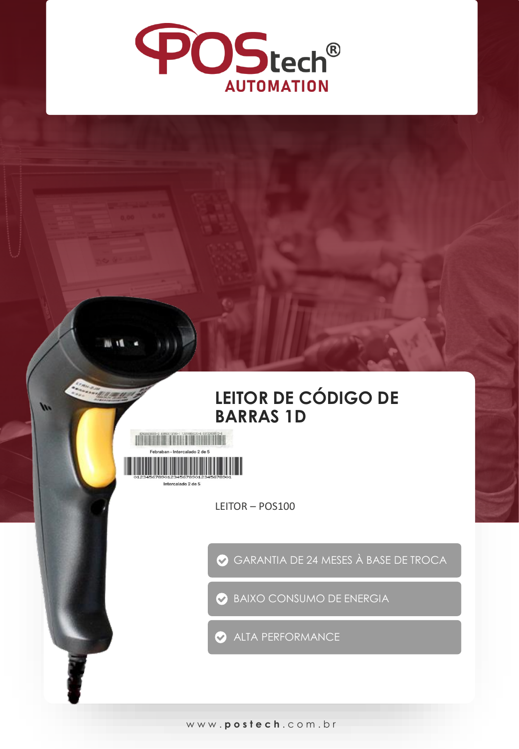# POStech® AUTOMATION

## LEITOR DE CÓDIGO DE BARRAS 1D

Febraban - Intercalado 2 de 5

Intercalado 2 de 5

LEITOR – POS100

- GARANTIA DE 24 MESES À BASE DE TROCA
- BAIXO CONSUMO DE ENERGIA
- ALTA PERFORMANCE

www.postech.com.br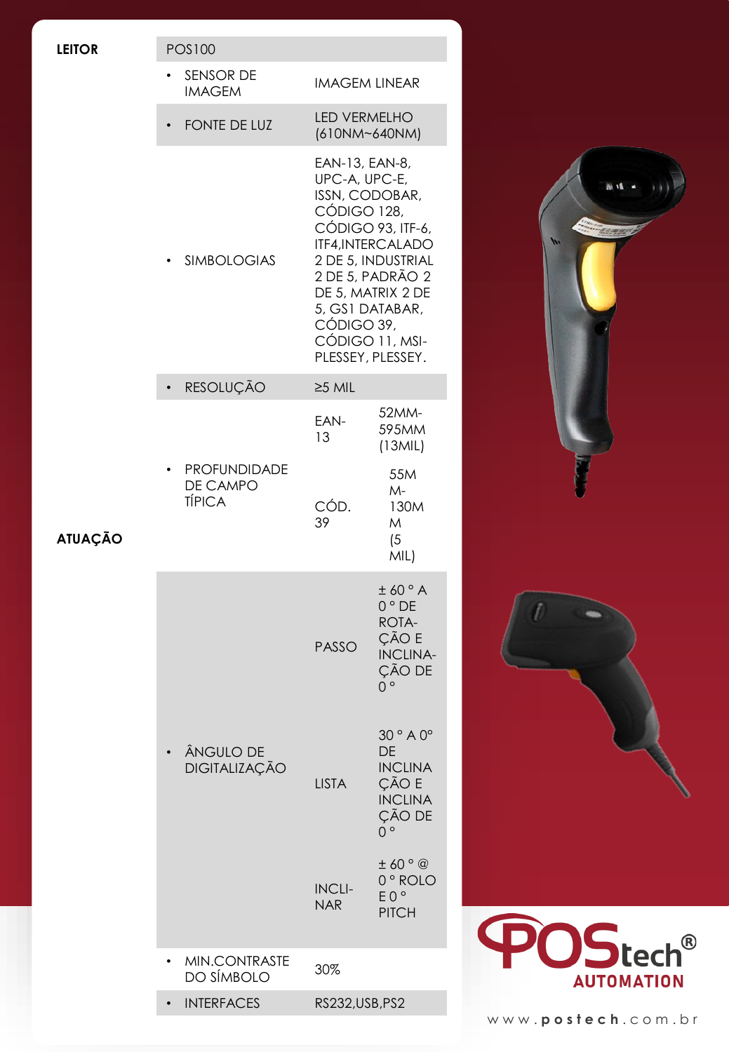| LEITOR | POS100 | | |
|---|---|---|---|
| | • SENSOR DE IMAGEM | IMAGEM LINEAR | |
| | • FONTE DE LUZ | LED VERMELHO (610NM~640NM) | |
| | • SIMBOLOGIAS | EAN-13, EAN-8, UPC-A, UPC-E, ISSN, CODOBAR, CÓDIGO 128, CÓDIGO 93, ITF-6, ITF4,INTERCALADO 2 DE 5, INDUSTRIAL 2 DE 5, PADRÃO 2 DE 5, MATRIX 2 DE 5, GS1 DATABAR, CÓDIGO 39, CÓDIGO 11, MSI-PLESSEY, PLESSEY. | |
| ATUAÇÃO | • RESOLUÇÃO | ≥5 MIL | |
| | • PROFUNDIDADE DE CAMPO TÍPICA | EAN-13 | 52MM-595MM (13MIL) |
| | | CÓD. 39 | 55MM-130MM (5 MIL) |
| | • ÂNGULO DE DIGITALIZAÇÃO | PASSO | ± 60 ° A 0 ° DE ROTAÇÃO E INCLINAÇÃO DE 0 ° |
| | | LISTA | 30 ° A 0° DE INCLINAÇÃO E INCLINAÇÃO DE 0 ° |
| | | INCLINAR | ± 60 ° @ 0 ° ROLO E 0 ° PITCH |
| | • MIN.CONTRASTE DO SÍMBOLO | 30% | |
| | • INTERFACES | RS232,USB,PS2 | |

POStech® AUTOMATION

www.postech.com.br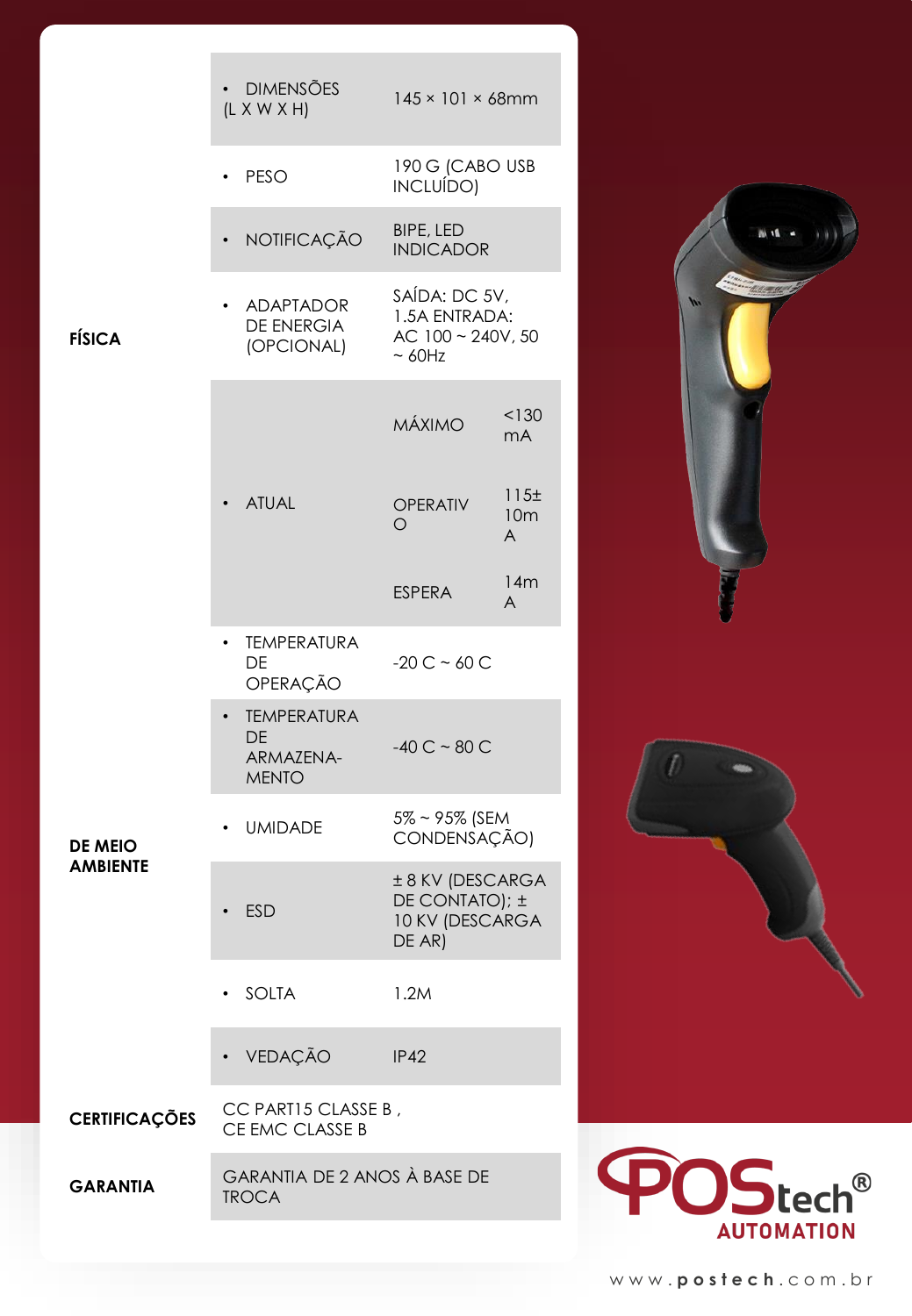| | | | |
|---|---|---|---|
| **FÍSICA** | • DIMENSÕES (L X W X H) | 145 × 101 × 68mm | |
| | • PESO | 190 G (CABO USB INCLUÍDO) | |
| | • NOTIFICAÇÃO | BIPE, LED INDICADOR | |
| | • ADAPTADOR DE ENERGIA (OPCIONAL) | SAÍDA: DC 5V, 1.5A ENTRADA: AC 100 ~ 240V, 50 ~ 60Hz | |
| | • ATUAL | MÁXIMO | <130 mA |
| | | OPERATIVO | 115± 10mA |
| | | ESPERA | 14mA |
| **DE MEIO AMBIENTE** | • TEMPERATURA DE OPERAÇÃO | -20 C ~ 60 C | |
| | • TEMPERATURA DE ARMAZENAMENTO | -40 C ~ 80 C | |
| | • UMIDADE | 5% ~ 95% (SEM CONDENSAÇÃO) | |
| | • ESD | ± 8 KV (DESCARGA DE CONTATO); ± 10 KV (DESCARGA DE AR) | |
| | • SOLTA | 1.2M | |
| | • VEDAÇÃO | IP42 | |
| **CERTIFICAÇÕES** | CC PART15 CLASSE B , CE EMC CLASSE B | | |
| **GARANTIA** | GARANTIA DE 2 ANOS À BASE DE TROCA | | |

POStech® AUTOMATION

www.postech.com.br